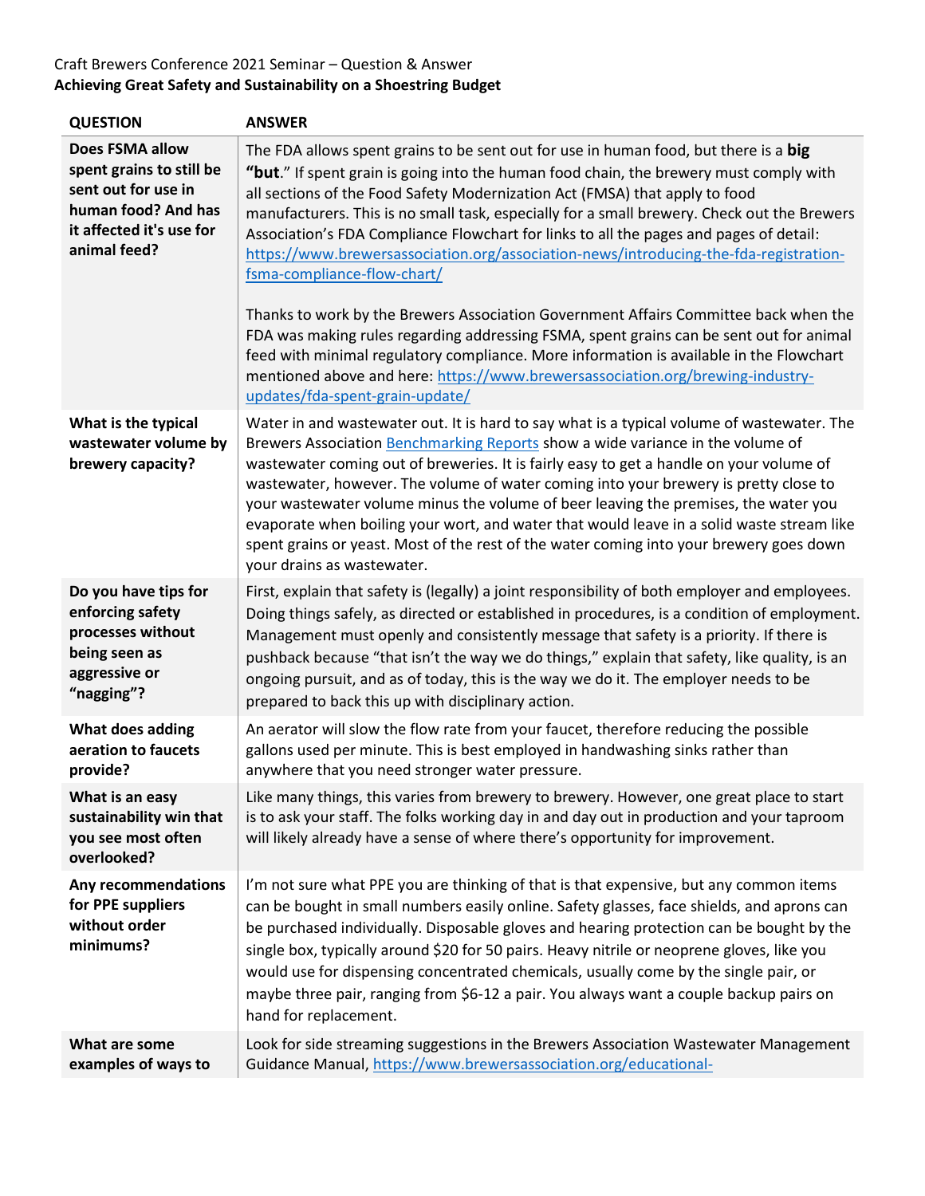Craft Brewers Conference 2021 Seminar – Question & Answer

**Achieving Great Safety and Sustainability on a Shoestring Budget**

| QUESTION | ANSWER |
|---|---|
| **Does FSMA allow spent grains to still be sent out for use in human food? And has it affected it's use for animal feed?** | The FDA allows spent grains to be sent out for use in human food, but there is a **big "but**." If spent grain is going into the human food chain, the brewery must comply with all sections of the Food Safety Modernization Act (FMSA) that apply to food manufacturers. This is no small task, especially for a small brewery. Check out the Brewers Association's FDA Compliance Flowchart for links to all the pages and pages of detail: https://www.brewersassociation.org/association-news/introducing-the-fda-registration-fsma-compliance-flow-chart/<br><br>Thanks to work by the Brewers Association Government Affairs Committee back when the FDA was making rules regarding addressing FSMA, spent grains can be sent out for animal feed with minimal regulatory compliance. More information is available in the Flowchart mentioned above and here: https://www.brewersassociation.org/brewing-industry-updates/fda-spent-grain-update/ |
| **What is the typical wastewater volume by brewery capacity?** | Water in and wastewater out. It is hard to say what is a typical volume of wastewater. The Brewers Association Benchmarking Reports show a wide variance in the volume of wastewater coming out of breweries. It is fairly easy to get a handle on your volume of wastewater, however. The volume of water coming into your brewery is pretty close to your wastewater volume minus the volume of beer leaving the premises, the water you evaporate when boiling your wort, and water that would leave in a solid waste stream like spent grains or yeast. Most of the rest of the water coming into your brewery goes down your drains as wastewater. |
| **Do you have tips for enforcing safety processes without being seen as aggressive or "nagging"?** | First, explain that safety is (legally) a joint responsibility of both employer and employees. Doing things safely, as directed or established in procedures, is a condition of employment. Management must openly and consistently message that safety is a priority. If there is pushback because "that isn't the way we do things," explain that safety, like quality, is an ongoing pursuit, and as of today, this is the way we do it. The employer needs to be prepared to back this up with disciplinary action. |
| **What does adding aeration to faucets provide?** | An aerator will slow the flow rate from your faucet, therefore reducing the possible gallons used per minute. This is best employed in handwashing sinks rather than anywhere that you need stronger water pressure. |
| **What is an easy sustainability win that you see most often overlooked?** | Like many things, this varies from brewery to brewery. However, one great place to start is to ask your staff. The folks working day in and day out in production and your taproom will likely already have a sense of where there's opportunity for improvement. |
| **Any recommendations for PPE suppliers without order minimums?** | I'm not sure what PPE you are thinking of that is that expensive, but any common items can be bought in small numbers easily online. Safety glasses, face shields, and aprons can be purchased individually. Disposable gloves and hearing protection can be bought by the single box, typically around $20 for 50 pairs. Heavy nitrile or neoprene gloves, like you would use for dispensing concentrated chemicals, usually come by the single pair, or maybe three pair, ranging from $6-12 a pair. You always want a couple backup pairs on hand for replacement. |
| **What are some examples of ways to** | Look for side streaming suggestions in the Brewers Association Wastewater Management Guidance Manual, https://www.brewersassociation.org/educational- |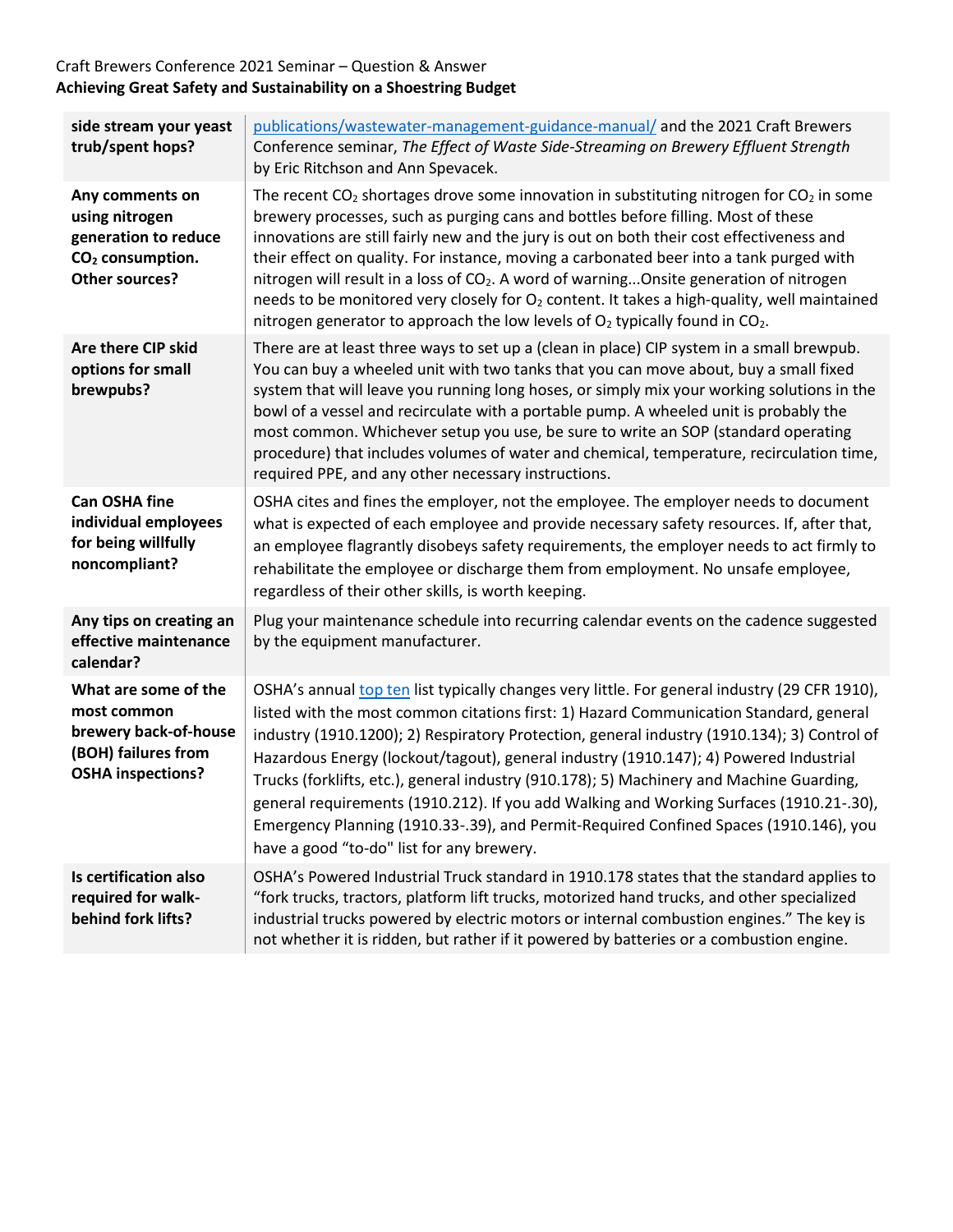| | |
|---|---|
| **side stream your yeast trub/spent hops?** | publications/wastewater-management-guidance-manual/ and the 2021 Craft Brewers Conference seminar, *The Effect of Waste Side-Streaming on Brewery Effluent Strength* by Eric Ritchson and Ann Spevacek. |
| **Any comments on using nitrogen generation to reduce $CO_2$ consumption. Other sources?** | The recent $CO_2$ shortages drove some innovation in substituting nitrogen for $CO_2$ in some brewery processes, such as purging cans and bottles before filling. Most of these innovations are still fairly new and the jury is out on both their cost effectiveness and their effect on quality. For instance, moving a carbonated beer into a tank purged with nitrogen will result in a loss of $CO_2$. A word of warning...Onsite generation of nitrogen needs to be monitored very closely for $O_2$ content. It takes a high-quality, well maintained nitrogen generator to approach the low levels of $O_2$ typically found in $CO_2$. |
| **Are there CIP skid options for small brewpubs?** | There are at least three ways to set up a (clean in place) CIP system in a small brewpub. You can buy a wheeled unit with two tanks that you can move about, buy a small fixed system that will leave you running long hoses, or simply mix your working solutions in the bowl of a vessel and recirculate with a portable pump. A wheeled unit is probably the most common. Whichever setup you use, be sure to write an SOP (standard operating procedure) that includes volumes of water and chemical, temperature, recirculation time, required PPE, and any other necessary instructions. |
| **Can OSHA fine individual employees for being willfully noncompliant?** | OSHA cites and fines the employer, not the employee. The employer needs to document what is expected of each employee and provide necessary safety resources. If, after that, an employee flagrantly disobeys safety requirements, the employer needs to act firmly to rehabilitate the employee or discharge them from employment. No unsafe employee, regardless of their other skills, is worth keeping. |
| **Any tips on creating an effective maintenance calendar?** | Plug your maintenance schedule into recurring calendar events on the cadence suggested by the equipment manufacturer. |
| **What are some of the most common brewery back-of-house (BOH) failures from OSHA inspections?** | OSHA's annual top ten list typically changes very little. For general industry (29 CFR 1910), listed with the most common citations first: 1) Hazard Communication Standard, general industry (1910.1200); 2) Respiratory Protection, general industry (1910.134); 3) Control of Hazardous Energy (lockout/tagout), general industry (1910.147); 4) Powered Industrial Trucks (forklifts, etc.), general industry (910.178); 5) Machinery and Machine Guarding, general requirements (1910.212). If you add Walking and Working Surfaces (1910.21-.30), Emergency Planning (1910.33-.39), and Permit-Required Confined Spaces (1910.146), you have a good "to-do" list for any brewery. |
| **Is certification also required for walk-behind fork lifts?** | OSHA's Powered Industrial Truck standard in 1910.178 states that the standard applies to "fork trucks, tractors, platform lift trucks, motorized hand trucks, and other specialized industrial trucks powered by electric motors or internal combustion engines." The key is not whether it is ridden, but rather if it powered by batteries or a combustion engine. |